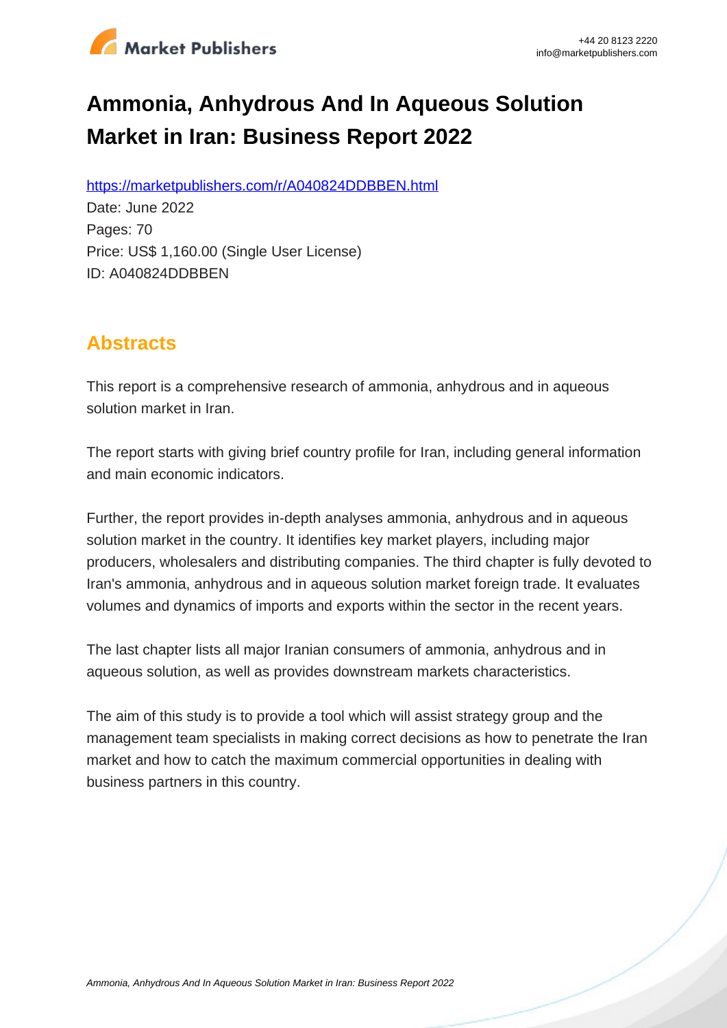# Ammonia, Anhydrous And In Aqueous Solution Market in Iran: Business Report 2022

https://marketpublishers.com/r/A040824DDBBEN.html

Date: June 2022

Pages: 70

Price: US$ 1,160.00 (Single User License)

ID: A040824DDBBEN

## Abstracts

This report is a comprehensive research of ammonia, anhydrous and in aqueous solution market in Iran.

The report starts with giving brief country profile for Iran, including general information and main economic indicators.

Further, the report provides in-depth analyses ammonia, anhydrous and in aqueous solution market in the country. It identifies key market players, including major producers, wholesalers and distributing companies. The third chapter is fully devoted to Iran's ammonia, anhydrous and in aqueous solution market foreign trade. It evaluates volumes and dynamics of imports and exports within the sector in the recent years.

The last chapter lists all major Iranian consumers of ammonia, anhydrous and in aqueous solution, as well as provides downstream markets characteristics.

The aim of this study is to provide a tool which will assist strategy group and the management team specialists in making correct decisions as how to penetrate the Iran market and how to catch the maximum commercial opportunities in dealing with business partners in this country.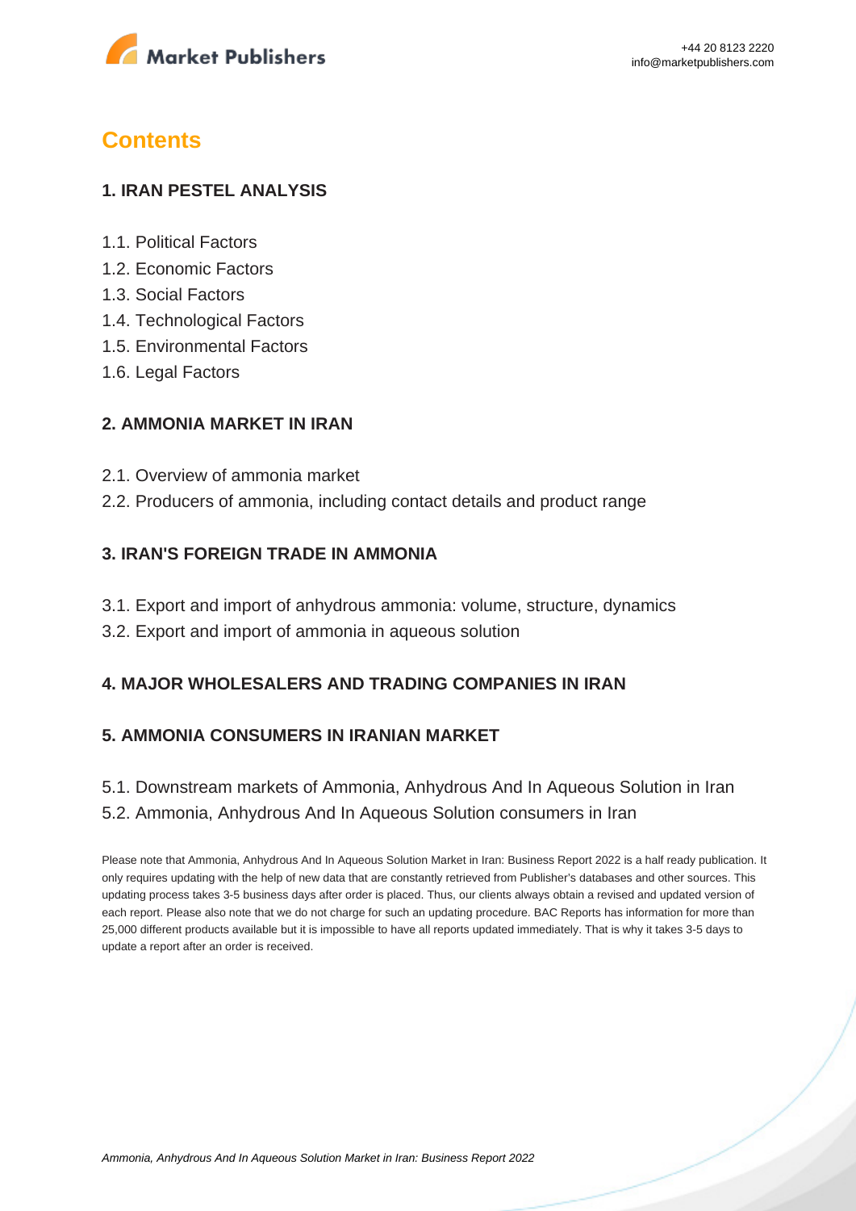# Contents

## 1. IRAN PESTEL ANALYSIS

1.1. Political Factors
1.2. Economic Factors
1.3. Social Factors
1.4. Technological Factors
1.5. Environmental Factors
1.6. Legal Factors

## 2. AMMONIA MARKET IN IRAN

2.1. Overview of ammonia market
2.2. Producers of ammonia, including contact details and product range

## 3. IRAN'S FOREIGN TRADE IN AMMONIA

3.1. Export and import of anhydrous ammonia: volume, structure, dynamics
3.2. Export and import of ammonia in aqueous solution

## 4. MAJOR WHOLESALERS AND TRADING COMPANIES IN IRAN

## 5. AMMONIA CONSUMERS IN IRANIAN MARKET

5.1. Downstream markets of Ammonia, Anhydrous And In Aqueous Solution in Iran
5.2. Ammonia, Anhydrous And In Aqueous Solution consumers in Iran

Please note that Ammonia, Anhydrous And In Aqueous Solution Market in Iran: Business Report 2022 is a half ready publication. It only requires updating with the help of new data that are constantly retrieved from Publisher's databases and other sources. This updating process takes 3-5 business days after order is placed. Thus, our clients always obtain a revised and updated version of each report. Please also note that we do not charge for such an updating procedure. BAC Reports has information for more than 25,000 different products available but it is impossible to have all reports updated immediately. That is why it takes 3-5 days to update a report after an order is received.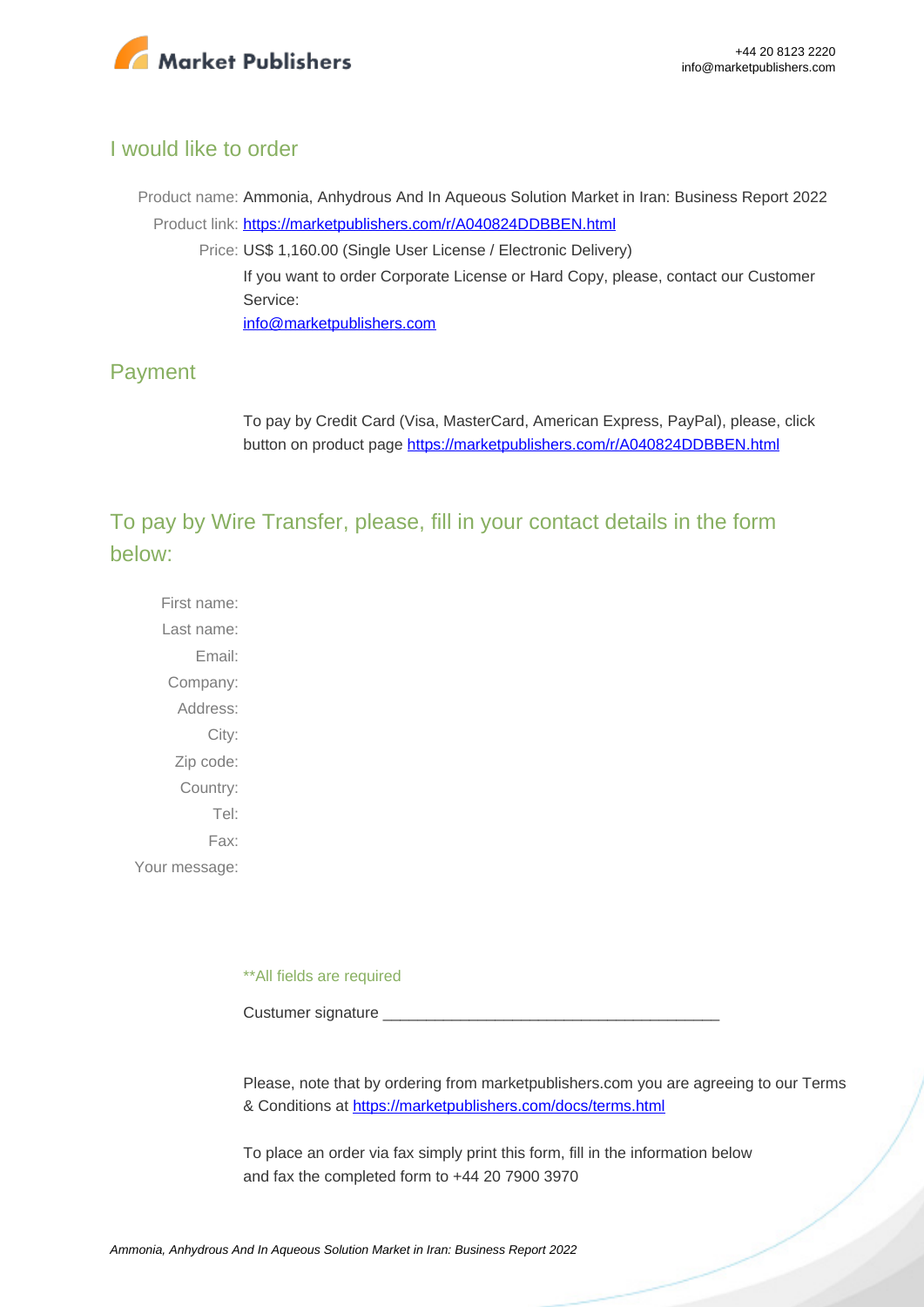## I would like to order

Product name: Ammonia, Anhydrous And In Aqueous Solution Market in Iran: Business Report 2022

Product link: https://marketpublishers.com/r/A040824DDBBEN.html

Price: US$ 1,160.00 (Single User License / Electronic Delivery)

If you want to order Corporate License or Hard Copy, please, contact our Customer Service:

info@marketpublishers.com

## Payment

To pay by Credit Card (Visa, MasterCard, American Express, PayPal), please, click button on product page https://marketpublishers.com/r/A040824DDBBEN.html

## To pay by Wire Transfer, please, fill in your contact details in the form below:

First name:

Last name:

Email:

Company:

Address:

City:

Zip code:

Country:

Tel:

Fax:

Your message:

**All fields are required

Custumer signature _______________________________________

Please, note that by ordering from marketpublishers.com you are agreeing to our Terms & Conditions at https://marketpublishers.com/docs/terms.html

To place an order via fax simply print this form, fill in the information below and fax the completed form to +44 20 7900 3970